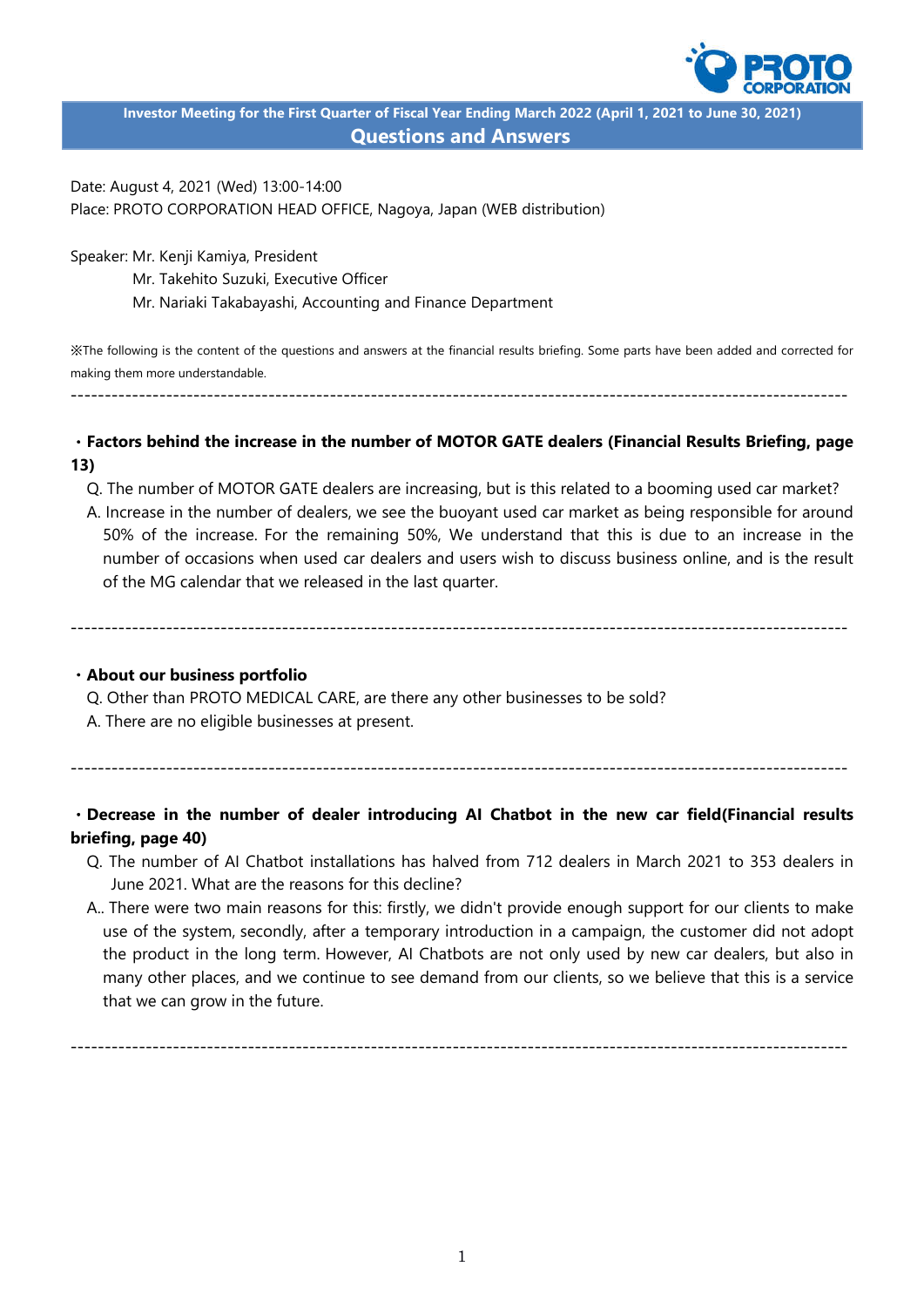**Investor Meeting for the First Quarter of Fiscal Year Ending March 2022 (April 1, 2021 to June 30, 2021)**

# Questions and Answers

Date: August 4, 2021 (Wed) 13:00-14:00
Place: PROTO CORPORATION HEAD OFFICE, Nagoya, Japan (WEB distribution)

Speaker: Mr. Kenji Kamiya, President
Mr. Takehito Suzuki, Executive Officer
Mr. Nariaki Takabayashi, Accounting and Finance Department

※The following is the content of the questions and answers at the financial results briefing. Some parts have been added and corrected for making them more understandable.

---

**・Factors behind the increase in the number of MOTOR GATE dealers (Financial Results Briefing, page 13)**

Q. The number of MOTOR GATE dealers are increasing, but is this related to a booming used car market?

A. Increase in the number of dealers, we see the buoyant used car market as being responsible for around 50% of the increase. For the remaining 50%, We understand that this is due to an increase in the number of occasions when used car dealers and users wish to discuss business online, and is the result of the MG calendar that we released in the last quarter.

---

**・About our business portfolio**

Q. Other than PROTO MEDICAL CARE, are there any other businesses to be sold?

A. There are no eligible businesses at present.

---

**・Decrease in the number of dealer introducing AI Chatbot in the new car field(Financial results briefing, page 40)**

Q. The number of AI Chatbot installations has halved from 712 dealers in March 2021 to 353 dealers in June 2021. What are the reasons for this decline?

A.. There were two main reasons for this: firstly, we didn't provide enough support for our clients to make use of the system, secondly, after a temporary introduction in a campaign, the customer did not adopt the product in the long term. However, AI Chatbots are not only used by new car dealers, but also in many other places, and we continue to see demand from our clients, so we believe that this is a service that we can grow in the future.

---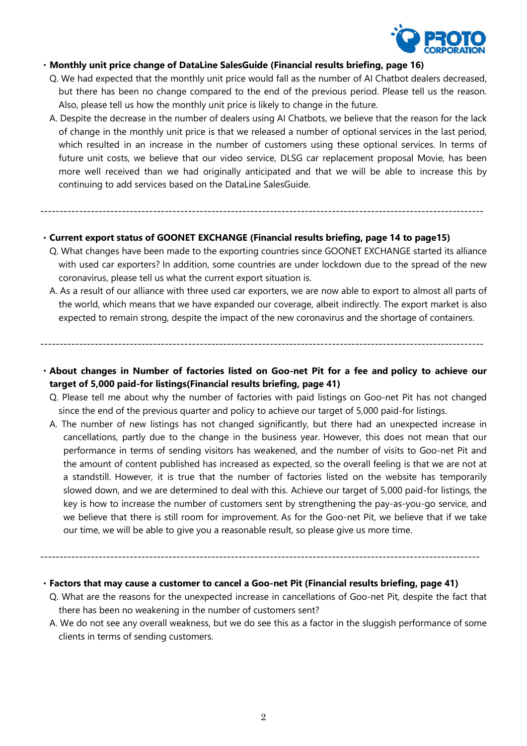・**Monthly unit price change of DataLine SalesGuide (Financial results briefing, page 16)**

Q. We had expected that the monthly unit price would fall as the number of AI Chatbot dealers decreased, but there has been no change compared to the end of the previous period. Please tell us the reason. Also, please tell us how the monthly unit price is likely to change in the future.

A. Despite the decrease in the number of dealers using AI Chatbots, we believe that the reason for the lack of change in the monthly unit price is that we released a number of optional services in the last period, which resulted in an increase in the number of customers using these optional services. In terms of future unit costs, we believe that our video service, DLSG car replacement proposal Movie, has been more well received than we had originally anticipated and that we will be able to increase this by continuing to add services based on the DataLine SalesGuide.

---

・**Current export status of GOONET EXCHANGE (Financial results briefing, page 14 to page15)**

Q. What changes have been made to the exporting countries since GOONET EXCHANGE started its alliance with used car exporters? In addition, some countries are under lockdown due to the spread of the new coronavirus, please tell us what the current export situation is.

A. As a result of our alliance with three used car exporters, we are now able to export to almost all parts of the world, which means that we have expanded our coverage, albeit indirectly. The export market is also expected to remain strong, despite the impact of the new coronavirus and the shortage of containers.

---

・**About changes in Number of factories listed on Goo-net Pit for a fee and policy to achieve our target of 5,000 paid-for listings(Financial results briefing, page 41)**

Q. Please tell me about why the number of factories with paid listings on Goo-net Pit has not changed since the end of the previous quarter and policy to achieve our target of 5,000 paid-for listings.

A. The number of new listings has not changed significantly, but there had an unexpected increase in cancellations, partly due to the change in the business year. However, this does not mean that our performance in terms of sending visitors has weakened, and the number of visits to Goo-net Pit and the amount of content published has increased as expected, so the overall feeling is that we are not at a standstill. However, it is true that the number of factories listed on the website has temporarily slowed down, and we are determined to deal with this. Achieve our target of 5,000 paid-for listings, the key is how to increase the number of customers sent by strengthening the pay-as-you-go service, and we believe that there is still room for improvement. As for the Goo-net Pit, we believe that if we take our time, we will be able to give you a reasonable result, so please give us more time.

---

・**Factors that may cause a customer to cancel a Goo-net Pit (Financial results briefing, page 41)**

Q. What are the reasons for the unexpected increase in cancellations of Goo-net Pit, despite the fact that there has been no weakening in the number of customers sent?

A. We do not see any overall weakness, but we do see this as a factor in the sluggish performance of some clients in terms of sending customers.